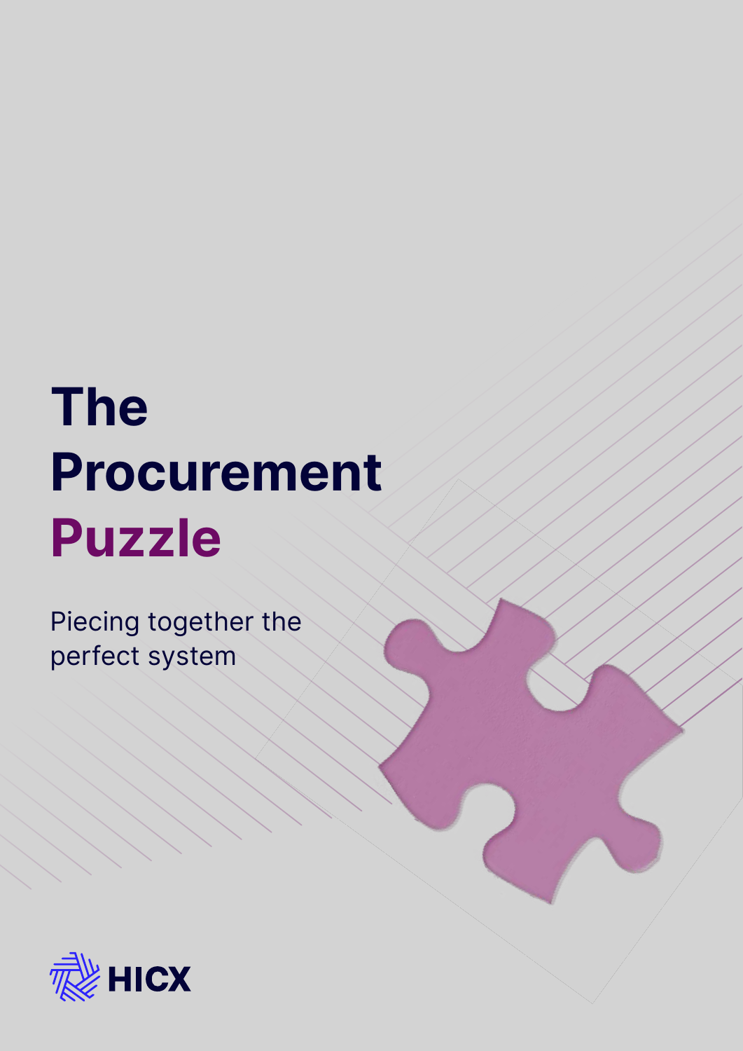# The Procurement Puzzle

Piecing together the perfect system

HICX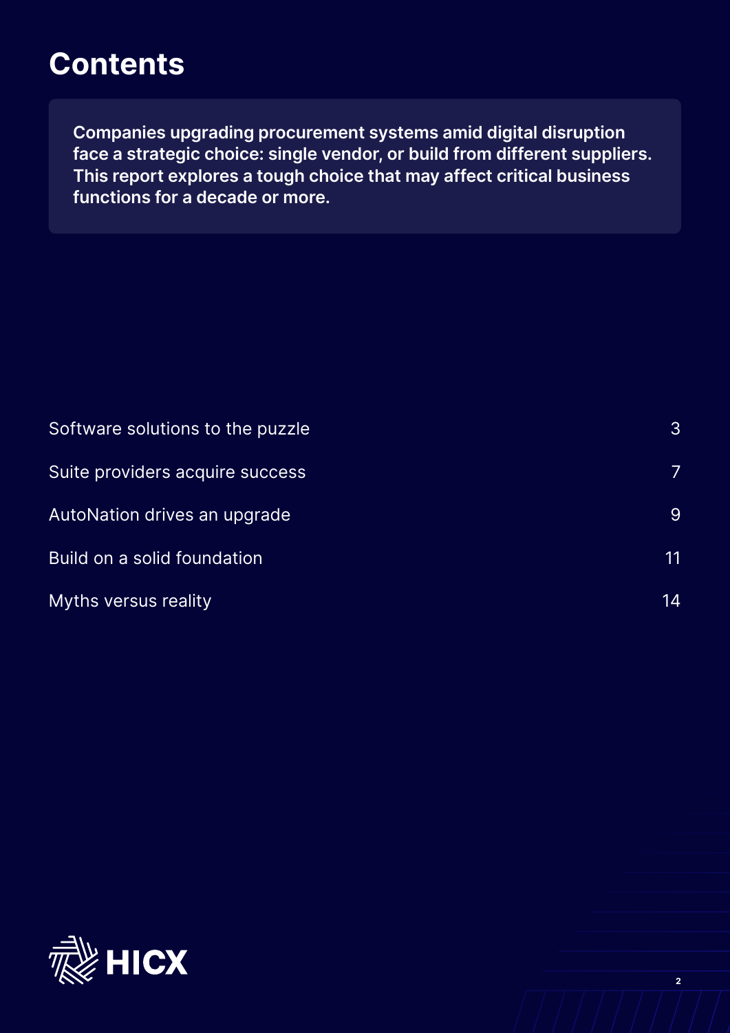# Contents

**Companies upgrading procurement systems amid digital disruption face a strategic choice: single vendor, or build from different suppliers. This report explores a tough choice that may affect critical business functions for a decade or more.**

| | |
|---|---|
| Software solutions to the puzzle | 3 |
| Suite providers acquire success | 7 |
| AutoNation drives an upgrade | 9 |
| Build on a solid foundation | 11 |
| Myths versus reality | 14 |

HICX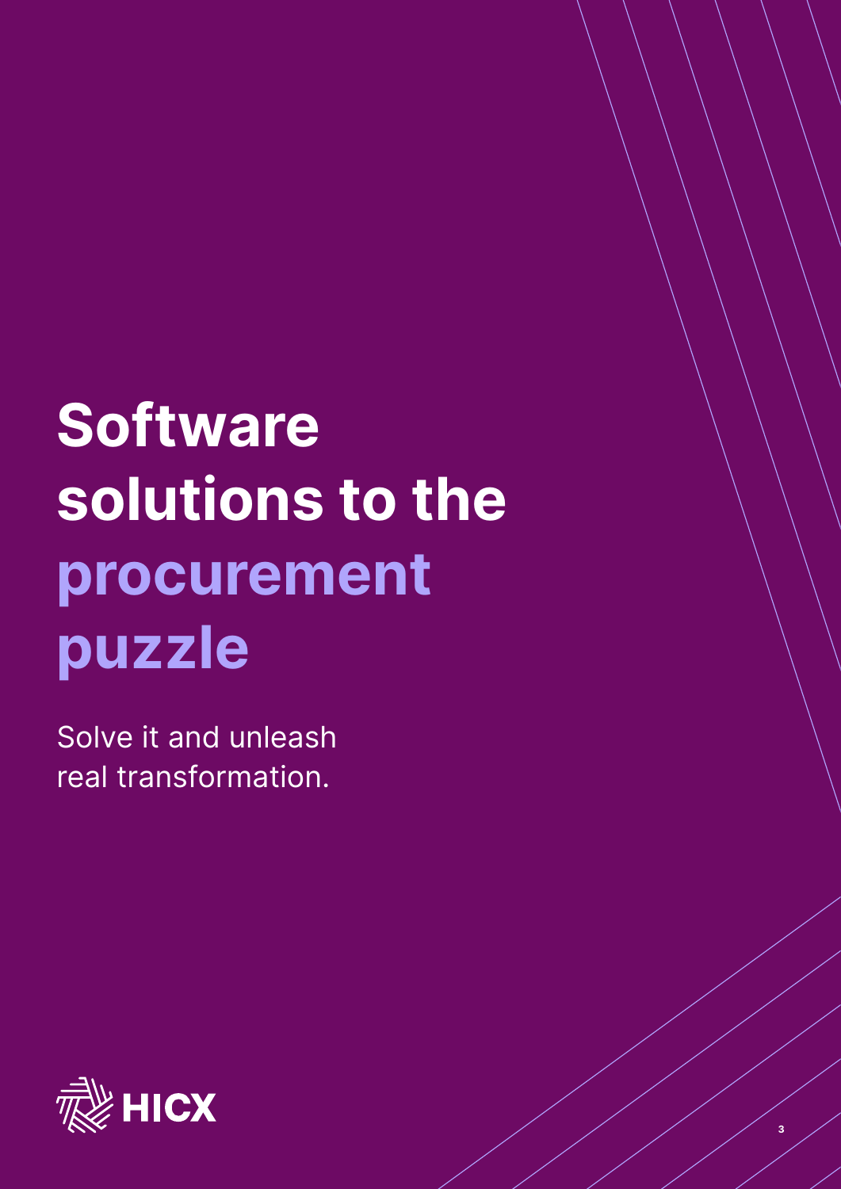# Software solutions to the procurement puzzle

Solve it and unleash real transformation.

HICX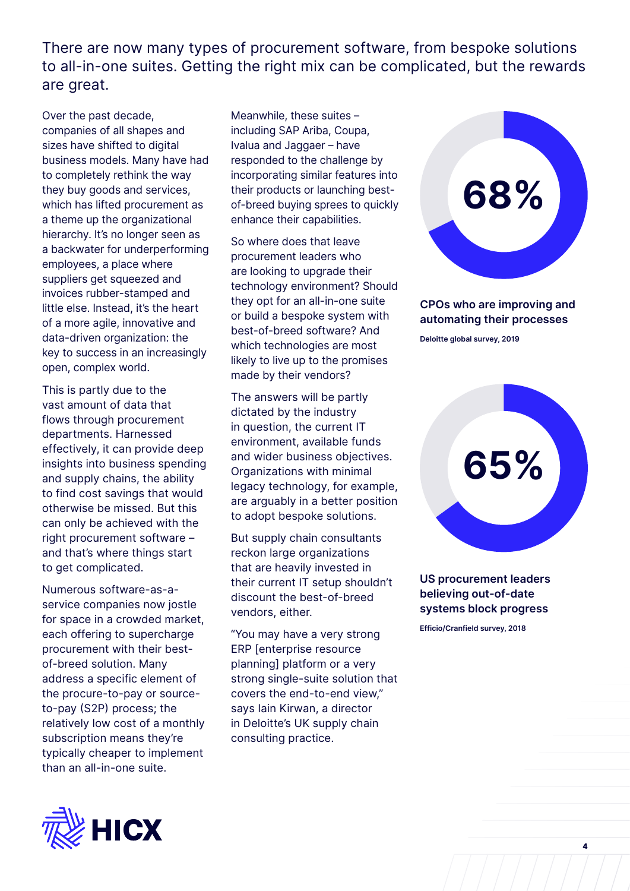## There are now many types of procurement software, from bespoke solutions to all-in-one suites. Getting the right mix can be complicated, but the rewards are great.

Over the past decade, companies of all shapes and sizes have shifted to digital business models. Many have had to completely rethink the way they buy goods and services, which has lifted procurement as a theme up the organizational hierarchy. It's no longer seen as a backwater for underperforming employees, a place where suppliers get squeezed and invoices rubber-stamped and little else. Instead, it's the heart of a more agile, innovative and data-driven organization: the key to success in an increasingly open, complex world.

This is partly due to the vast amount of data that flows through procurement departments. Harnessed effectively, it can provide deep insights into business spending and supply chains, the ability to find cost savings that would otherwise be missed. But this can only be achieved with the right procurement software – and that's where things start to get complicated.

Numerous software-as-a-service companies now jostle for space in a crowded market, each offering to supercharge procurement with their best-of-breed solution. Many address a specific element of the procure-to-pay or source-to-pay (S2P) process; the relatively low cost of a monthly subscription means they're typically cheaper to implement than an all-in-one suite.

Meanwhile, these suites – including SAP Ariba, Coupa, Ivalua and Jaggaer – have responded to the challenge by incorporating similar features into their products or launching best-of-breed buying sprees to quickly enhance their capabilities.

So where does that leave procurement leaders who are looking to upgrade their technology environment? Should they opt for an all-in-one suite or build a bespoke system with best-of-breed software? And which technologies are most likely to live up to the promises made by their vendors?

The answers will be partly dictated by the industry in question, the current IT environment, available funds and wider business objectives. Organizations with minimal legacy technology, for example, are arguably in a better position to adopt bespoke solutions.

But supply chain consultants reckon large organizations that are heavily invested in their current IT setup shouldn't discount the best-of-breed vendors, either.

"You may have a very strong ERP [enterprise resource planning] platform or a very strong single-suite solution that covers the end-to-end view," says Iain Kirwan, a director in Deloitte's UK supply chain consulting practice.

**68%**

**CPOs who are improving and automating their processes**

Deloitte global survey, 2019

**65%**

**US procurement leaders believing out-of-date systems block progress**

Efficio/Cranfield survey, 2018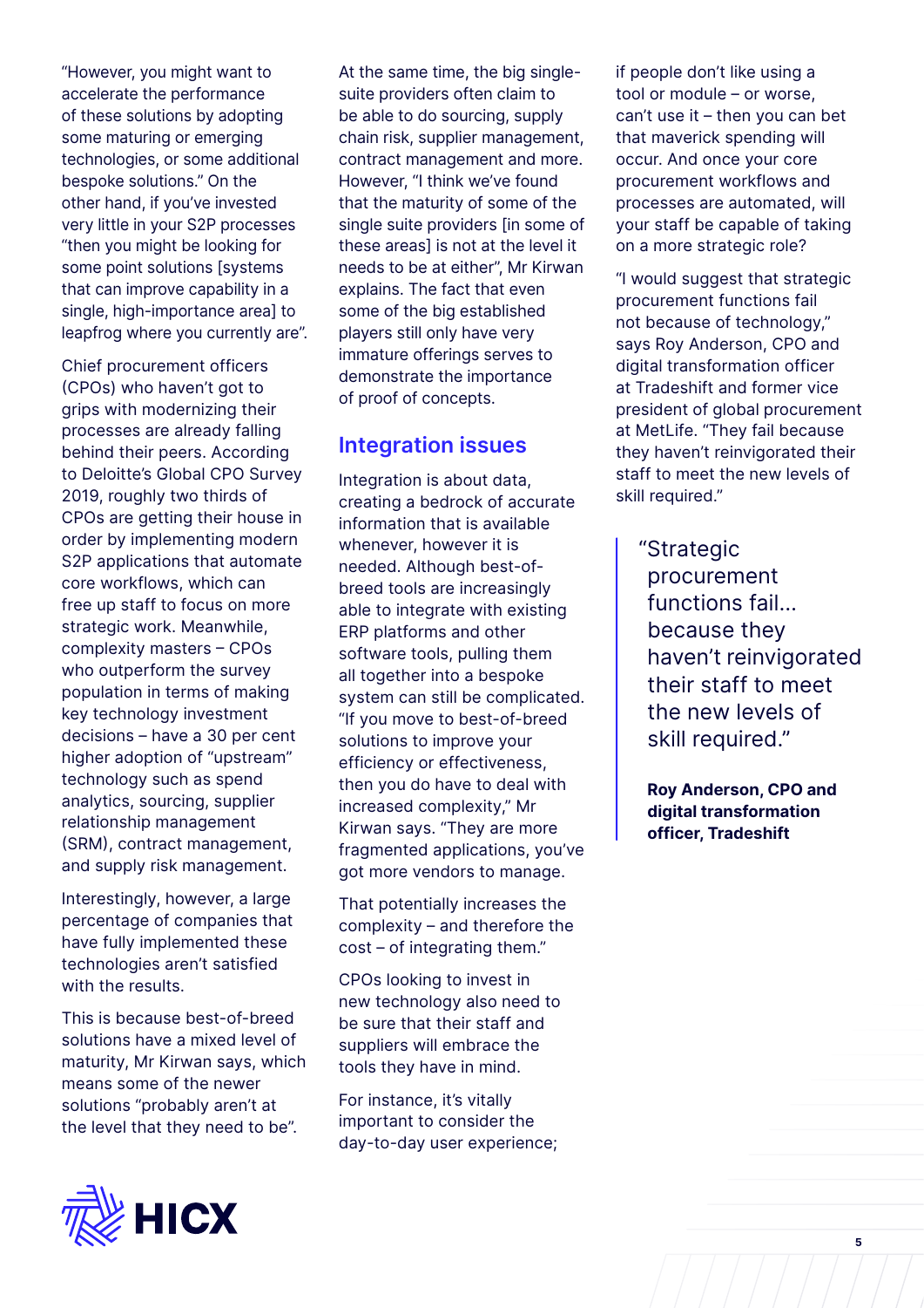"However, you might want to accelerate the performance of these solutions by adopting some maturing or emerging technologies, or some additional bespoke solutions." On the other hand, if you've invested very little in your S2P processes "then you might be looking for some point solutions [systems that can improve capability in a single, high-importance area] to leapfrog where you currently are".

Chief procurement officers (CPOs) who haven't got to grips with modernizing their processes are already falling behind their peers. According to Deloitte's Global CPO Survey 2019, roughly two thirds of CPOs are getting their house in order by implementing modern S2P applications that automate core workflows, which can free up staff to focus on more strategic work. Meanwhile, complexity masters – CPOs who outperform the survey population in terms of making key technology investment decisions – have a 30 per cent higher adoption of "upstream" technology such as spend analytics, sourcing, supplier relationship management (SRM), contract management, and supply risk management.

Interestingly, however, a large percentage of companies that have fully implemented these technologies aren't satisfied with the results.

This is because best-of-breed solutions have a mixed level of maturity, Mr Kirwan says, which means some of the newer solutions "probably aren't at the level that they need to be".

At the same time, the big single-suite providers often claim to be able to do sourcing, supply chain risk, supplier management, contract management and more. However, "I think we've found that the maturity of some of the single suite providers [in some of these areas] is not at the level it needs to be at either", Mr Kirwan explains. The fact that even some of the big established players still only have very immature offerings serves to demonstrate the importance of proof of concepts.

## Integration issues

Integration is about data, creating a bedrock of accurate information that is available whenever, however it is needed. Although best-of-breed tools are increasingly able to integrate with existing ERP platforms and other software tools, pulling them all together into a bespoke system can still be complicated. "If you move to best-of-breed solutions to improve your efficiency or effectiveness, then you do have to deal with increased complexity," Mr Kirwan says. "They are more fragmented applications, you've got more vendors to manage.

That potentially increases the complexity – and therefore the cost – of integrating them."

CPOs looking to invest in new technology also need to be sure that their staff and suppliers will embrace the tools they have in mind.

For instance, it's vitally important to consider the day-to-day user experience; if people don't like using a tool or module – or worse, can't use it – then you can bet that maverick spending will occur. And once your core procurement workflows and processes are automated, will your staff be capable of taking on a more strategic role?

"I would suggest that strategic procurement functions fail not because of technology," says Roy Anderson, CPO and digital transformation officer at Tradeshift and former vice president of global procurement at MetLife. "They fail because they haven't reinvigorated their staff to meet the new levels of skill required."

> "Strategic procurement functions fail… because they haven't reinvigorated their staff to meet the new levels of skill required."
>
> **Roy Anderson, CPO and digital transformation officer, Tradeshift**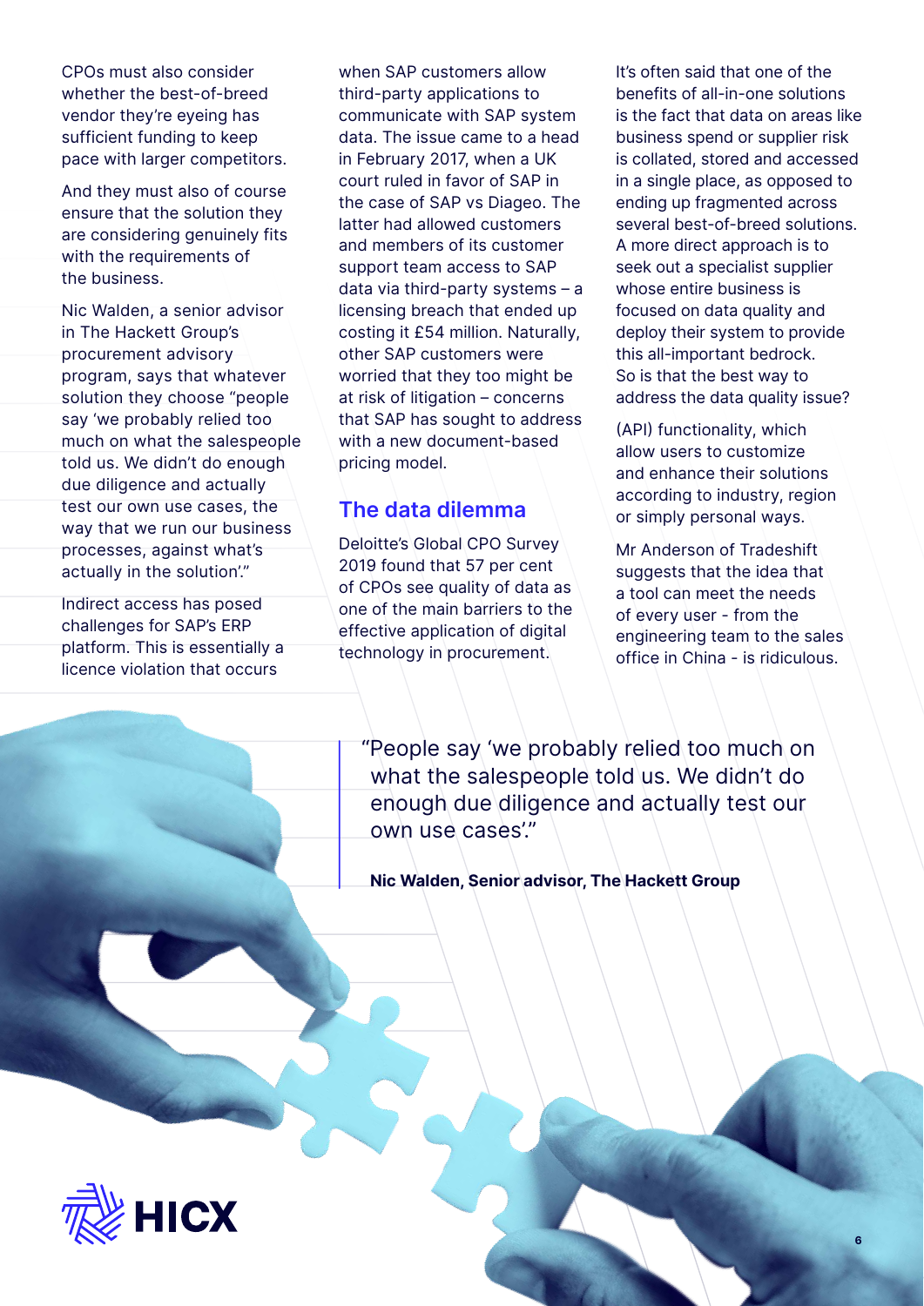CPOs must also consider whether the best-of-breed vendor they're eyeing has sufficient funding to keep pace with larger competitors.

And they must also of course ensure that the solution they are considering genuinely fits with the requirements of the business.

Nic Walden, a senior advisor in The Hackett Group's procurement advisory program, says that whatever solution they choose "people say 'we probably relied too much on what the salespeople told us. We didn't do enough due diligence and actually test our own use cases, the way that we run our business processes, against what's actually in the solution'."

Indirect access has posed challenges for SAP's ERP platform. This is essentially a licence violation that occurs when SAP customers allow third-party applications to communicate with SAP system data. The issue came to a head in February 2017, when a UK court ruled in favor of SAP in the case of SAP vs Diageo. The latter had allowed customers and members of its customer support team access to SAP data via third-party systems – a licensing breach that ended up costing it £54 million. Naturally, other SAP customers were worried that they too might be at risk of litigation – concerns that SAP has sought to address with a new document-based pricing model.

## The data dilemma

Deloitte's Global CPO Survey 2019 found that 57 per cent of CPOs see quality of data as one of the main barriers to the effective application of digital technology in procurement.

It's often said that one of the benefits of all-in-one solutions is the fact that data on areas like business spend or supplier risk is collated, stored and accessed in a single place, as opposed to ending up fragmented across several best-of-breed solutions. A more direct approach is to seek out a specialist supplier whose entire business is focused on data quality and deploy their system to provide this all-important bedrock. So is that the best way to address the data quality issue?

(API) functionality, which allow users to customize and enhance their solutions according to industry, region or simply personal ways.

Mr Anderson of Tradeshift suggests that the idea that a tool can meet the needs of every user - from the engineering team to the sales office in China - is ridiculous.

> "People say 'we probably relied too much on what the salespeople told us. We didn't do enough due diligence and actually test our own use cases'."
>
> **Nic Walden, Senior advisor, The Hackett Group**

HICX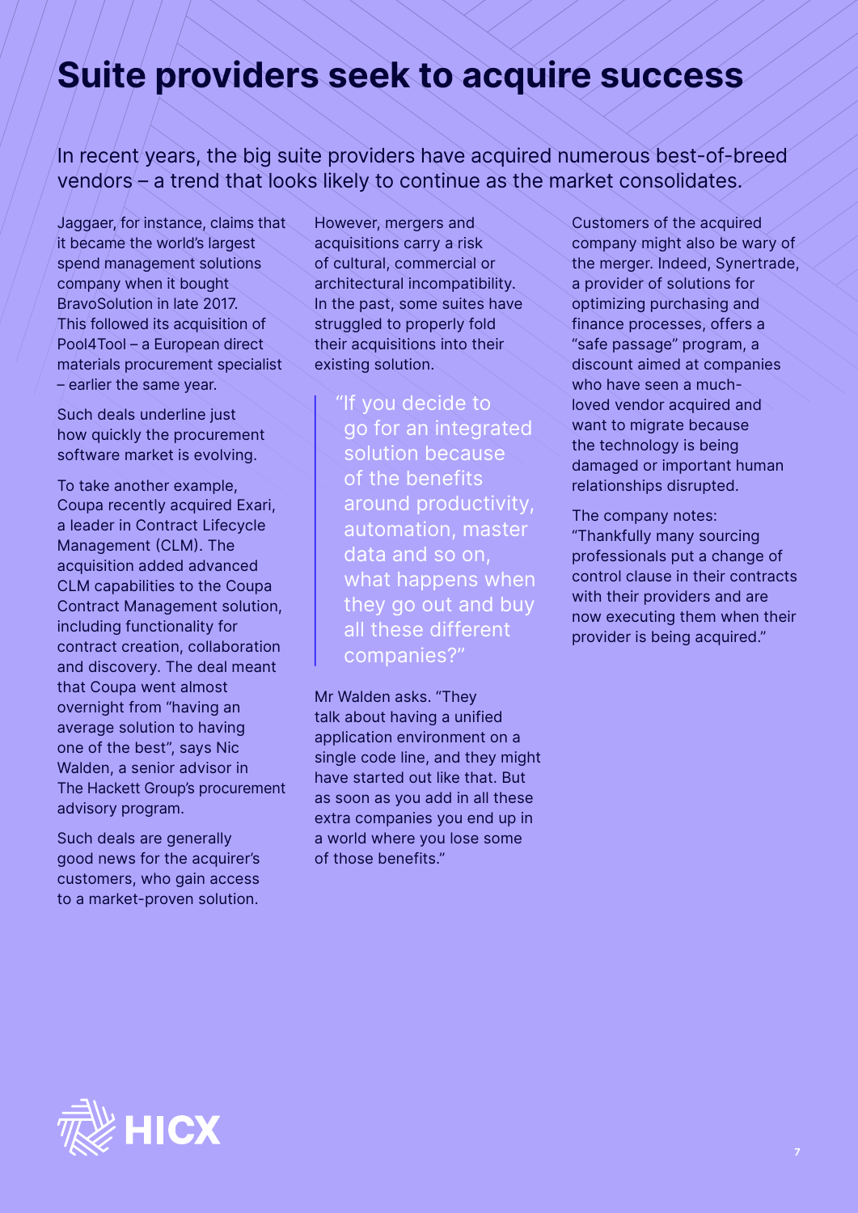# Suite providers seek to acquire success

In recent years, the big suite providers have acquired numerous best-of-breed vendors – a trend that looks likely to continue as the market consolidates.

Jaggaer, for instance, claims that it became the world's largest spend management solutions company when it bought BravoSolution in late 2017. This followed its acquisition of Pool4Tool – a European direct materials procurement specialist – earlier the same year.

Such deals underline just how quickly the procurement software market is evolving.

To take another example, Coupa recently acquired Exari, a leader in Contract Lifecycle Management (CLM). The acquisition added advanced CLM capabilities to the Coupa Contract Management solution, including functionality for contract creation, collaboration and discovery. The deal meant that Coupa went almost overnight from "having an average solution to having one of the best", says Nic Walden, a senior advisor in The Hackett Group's procurement advisory program.

Such deals are generally good news for the acquirer's customers, who gain access to a market-proven solution.

However, mergers and acquisitions carry a risk of cultural, commercial or architectural incompatibility. In the past, some suites have struggled to properly fold their acquisitions into their existing solution.

> "If you decide to go for an integrated solution because of the benefits around productivity, automation, master data and so on, what happens when they go out and buy all these different companies?"

Mr Walden asks. "They talk about having a unified application environment on a single code line, and they might have started out like that. But as soon as you add in all these extra companies you end up in a world where you lose some of those benefits."

Customers of the acquired company might also be wary of the merger. Indeed, Synertrade, a provider of solutions for optimizing purchasing and finance processes, offers a "safe passage" program, a discount aimed at companies who have seen a much-loved vendor acquired and want to migrate because the technology is being damaged or important human relationships disrupted.

The company notes: "Thankfully many sourcing professionals put a change of control clause in their contracts with their providers and are now executing them when their provider is being acquired."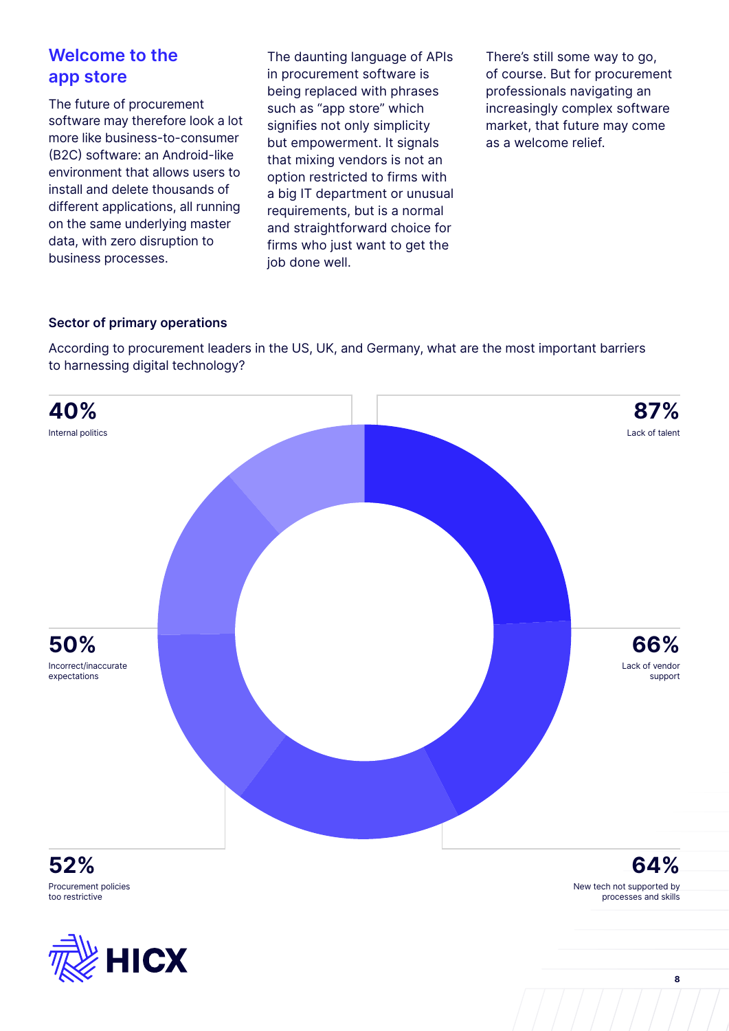## Welcome to the app store

The future of procurement software may therefore look a lot more like business-to-consumer (B2C) software: an Android-like environment that allows users to install and delete thousands of different applications, all running on the same underlying master data, with zero disruption to business processes.

The daunting language of APIs in procurement software is being replaced with phrases such as "app store" which signifies not only simplicity but empowerment. It signals that mixing vendors is not an option restricted to firms with a big IT department or unusual requirements, but is a normal and straightforward choice for firms who just want to get the job done well.

There's still some way to go, of course. But for procurement professionals navigating an increasingly complex software market, that future may come as a welcome relief.

**Sector of primary operations**

According to procurement leaders in the US, UK, and Germany, what are the most important barriers to harnessing digital technology?

| Barrier | Percentage |
| --- | --- |
| Lack of talent | 87% |
| Lack of vendor support | 66% |
| New tech not supported by processes and skills | 64% |
| Procurement policies too restrictive | 52% |
| Incorrect/inaccurate expectations | 50% |
| Internal politics | 40% |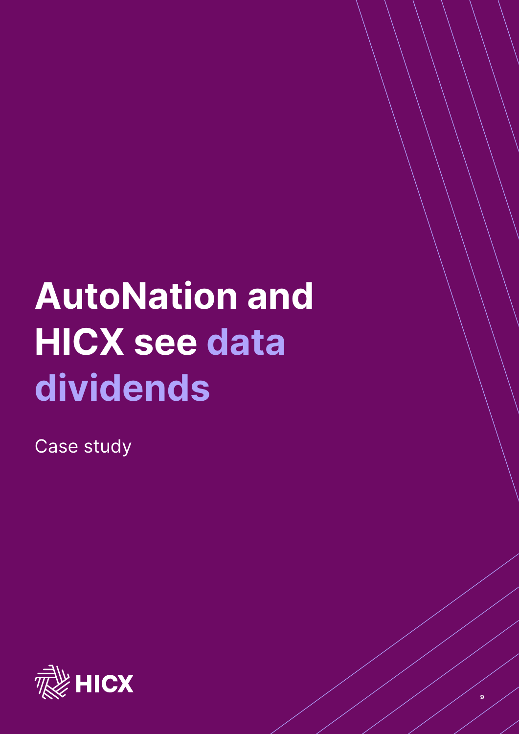# AutoNation and HICX see data dividends

Case study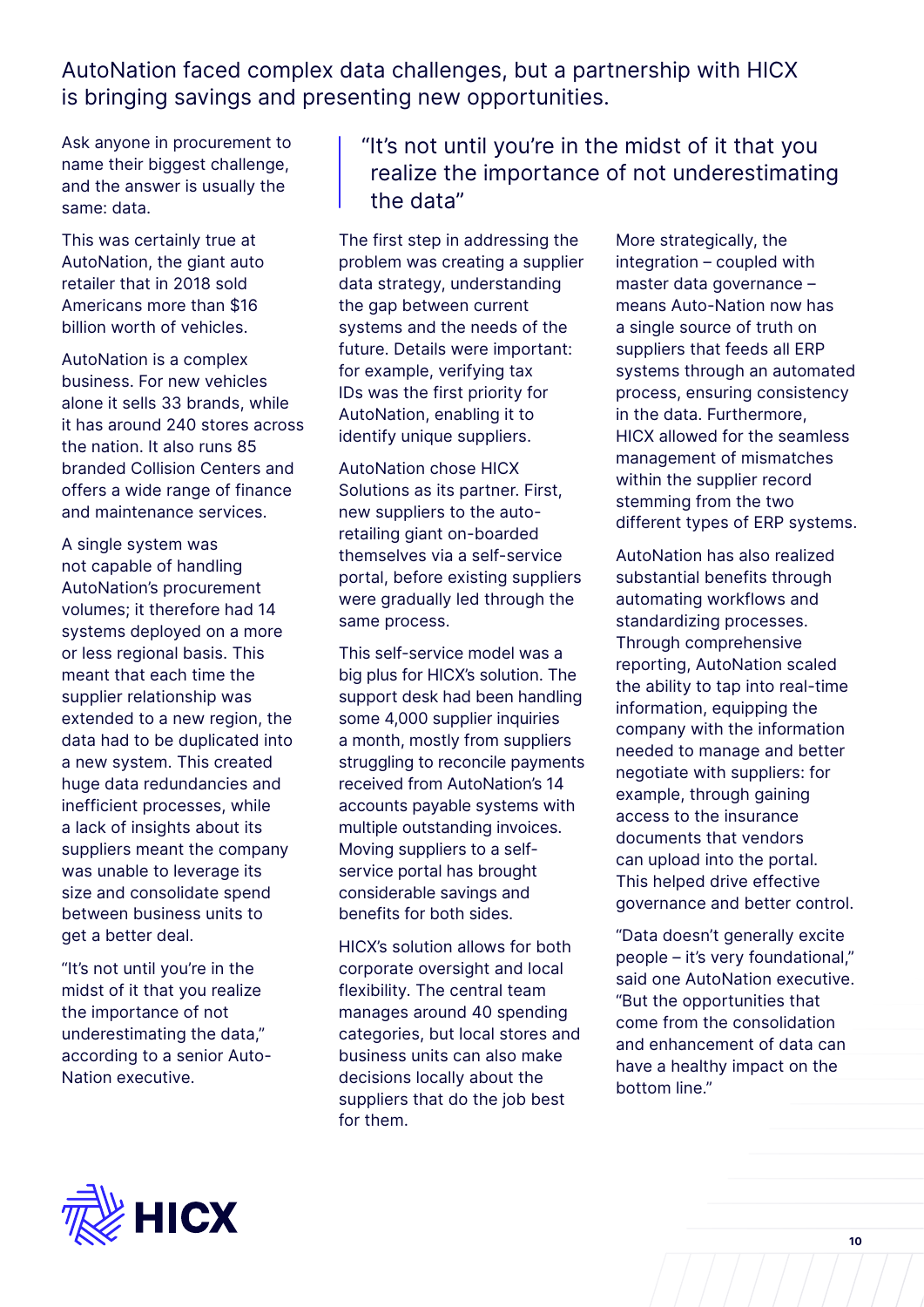## AutoNation faced complex data challenges, but a partnership with HICX is bringing savings and presenting new opportunities.

Ask anyone in procurement to name their biggest challenge, and the answer is usually the same: data.

This was certainly true at AutoNation, the giant auto retailer that in 2018 sold Americans more than $16 billion worth of vehicles.

AutoNation is a complex business. For new vehicles alone it sells 33 brands, while it has around 240 stores across the nation. It also runs 85 branded Collision Centers and offers a wide range of finance and maintenance services.

A single system was not capable of handling AutoNation's procurement volumes; it therefore had 14 systems deployed on a more or less regional basis. This meant that each time the supplier relationship was extended to a new region, the data had to be duplicated into a new system. This created huge data redundancies and inefficient processes, while a lack of insights about its suppliers meant the company was unable to leverage its size and consolidate spend between business units to get a better deal.

"It's not until you're in the midst of it that you realize the importance of not underestimating the data," according to a senior Auto-Nation executive.

> "It's not until you're in the midst of it that you realize the importance of not underestimating the data"

The first step in addressing the problem was creating a supplier data strategy, understanding the gap between current systems and the needs of the future. Details were important: for example, verifying tax IDs was the first priority for AutoNation, enabling it to identify unique suppliers.

AutoNation chose HICX Solutions as its partner. First, new suppliers to the auto-retailing giant on-boarded themselves via a self-service portal, before existing suppliers were gradually led through the same process.

This self-service model was a big plus for HICX's solution. The support desk had been handling some 4,000 supplier inquiries a month, mostly from suppliers struggling to reconcile payments received from AutoNation's 14 accounts payable systems with multiple outstanding invoices. Moving suppliers to a self-service portal has brought considerable savings and benefits for both sides.

HICX's solution allows for both corporate oversight and local flexibility. The central team manages around 40 spending categories, but local stores and business units can also make decisions locally about the suppliers that do the job best for them.

More strategically, the integration – coupled with master data governance – means Auto-Nation now has a single source of truth on suppliers that feeds all ERP systems through an automated process, ensuring consistency in the data. Furthermore, HICX allowed for the seamless management of mismatches within the supplier record stemming from the two different types of ERP systems.

AutoNation has also realized substantial benefits through automating workflows and standardizing processes. Through comprehensive reporting, AutoNation scaled the ability to tap into real-time information, equipping the company with the information needed to manage and better negotiate with suppliers: for example, through gaining access to the insurance documents that vendors can upload into the portal. This helped drive effective governance and better control.

"Data doesn't generally excite people – it's very foundational," said one AutoNation executive. "But the opportunities that come from the consolidation and enhancement of data can have a healthy impact on the bottom line."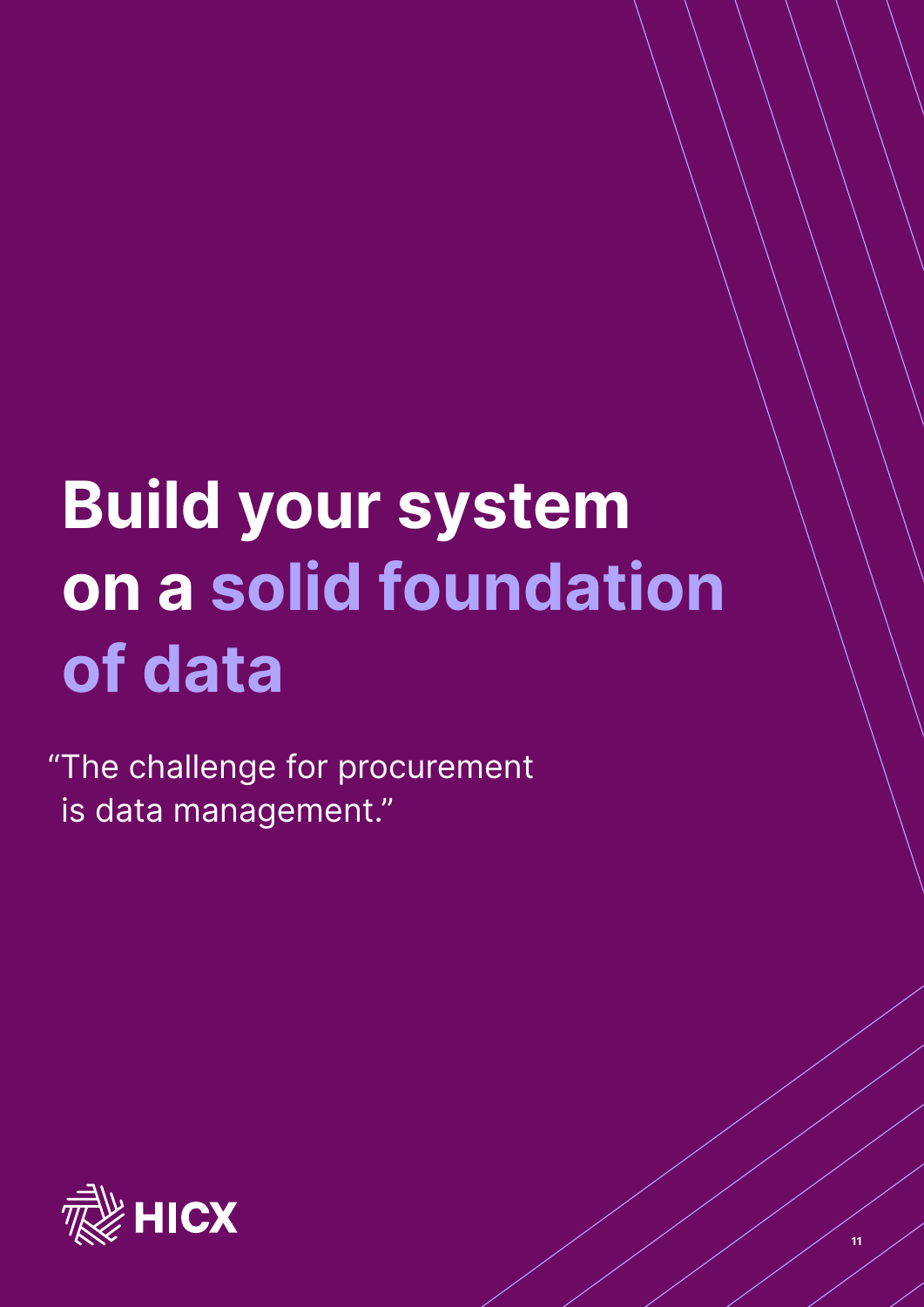# Build your system on a solid foundation of data

"The challenge for procurement is data management."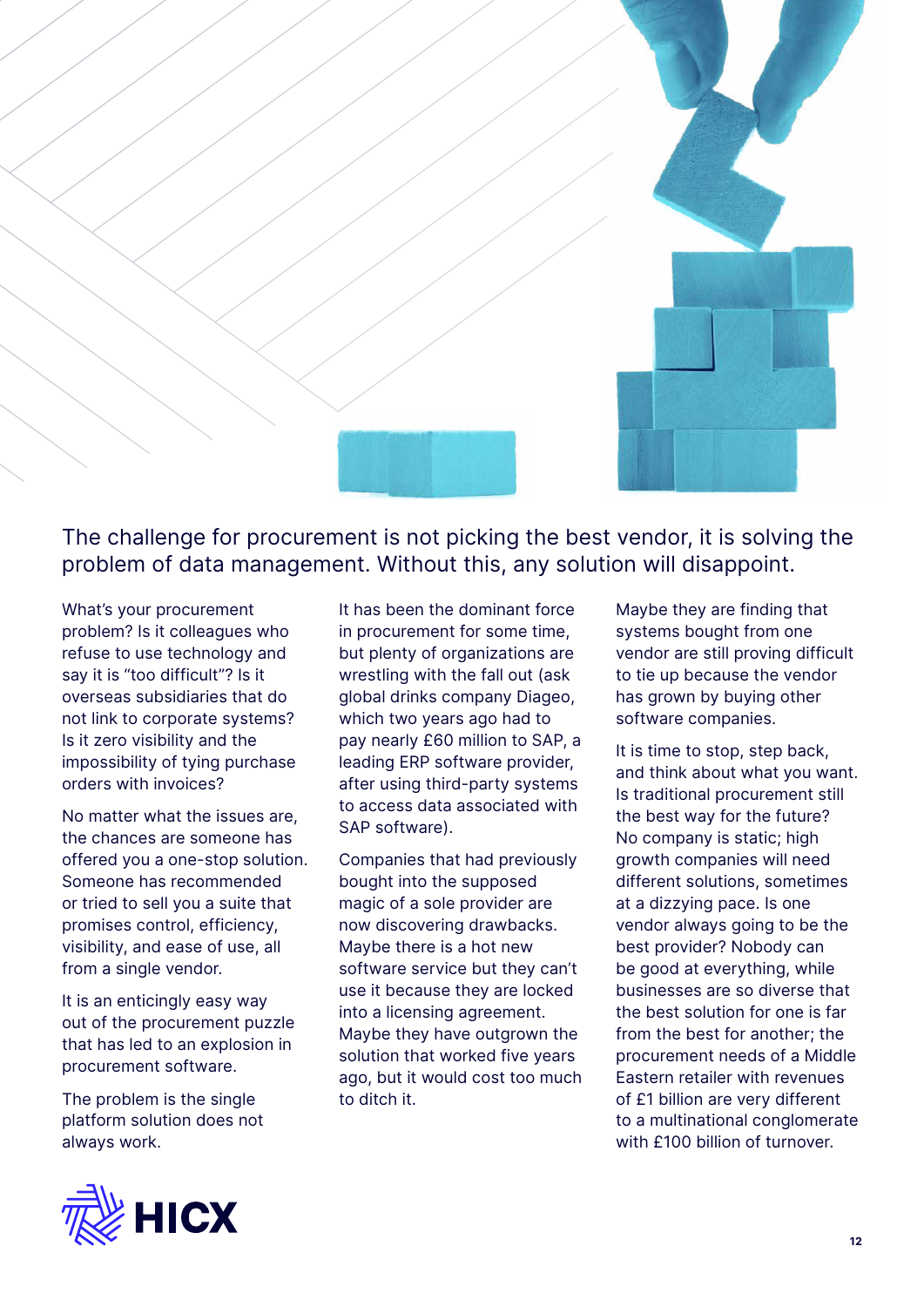## The challenge for procurement is not picking the best vendor, it is solving the problem of data management. Without this, any solution will disappoint.

What's your procurement problem? Is it colleagues who refuse to use technology and say it is "too difficult"? Is it overseas subsidiaries that do not link to corporate systems? Is it zero visibility and the impossibility of tying purchase orders with invoices?

No matter what the issues are, the chances are someone has offered you a one-stop solution. Someone has recommended or tried to sell you a suite that promises control, efficiency, visibility, and ease of use, all from a single vendor.

It is an enticingly easy way out of the procurement puzzle that has led to an explosion in procurement software.

The problem is the single platform solution does not always work.

It has been the dominant force in procurement for some time, but plenty of organizations are wrestling with the fall out (ask global drinks company Diageo, which two years ago had to pay nearly £60 million to SAP, a leading ERP software provider, after using third-party systems to access data associated with SAP software).

Companies that had previously bought into the supposed magic of a sole provider are now discovering drawbacks. Maybe there is a hot new software service but they can't use it because they are locked into a licensing agreement. Maybe they have outgrown the solution that worked five years ago, but it would cost too much to ditch it.

Maybe they are finding that systems bought from one vendor are still proving difficult to tie up because the vendor has grown by buying other software companies.

It is time to stop, step back, and think about what you want. Is traditional procurement still the best way for the future? No company is static; high growth companies will need different solutions, sometimes at a dizzying pace. Is one vendor always going to be the best provider? Nobody can be good at everything, while businesses are so diverse that the best solution for one is far from the best for another; the procurement needs of a Middle Eastern retailer with revenues of £1 billion are very different to a multinational conglomerate with £100 billion of turnover.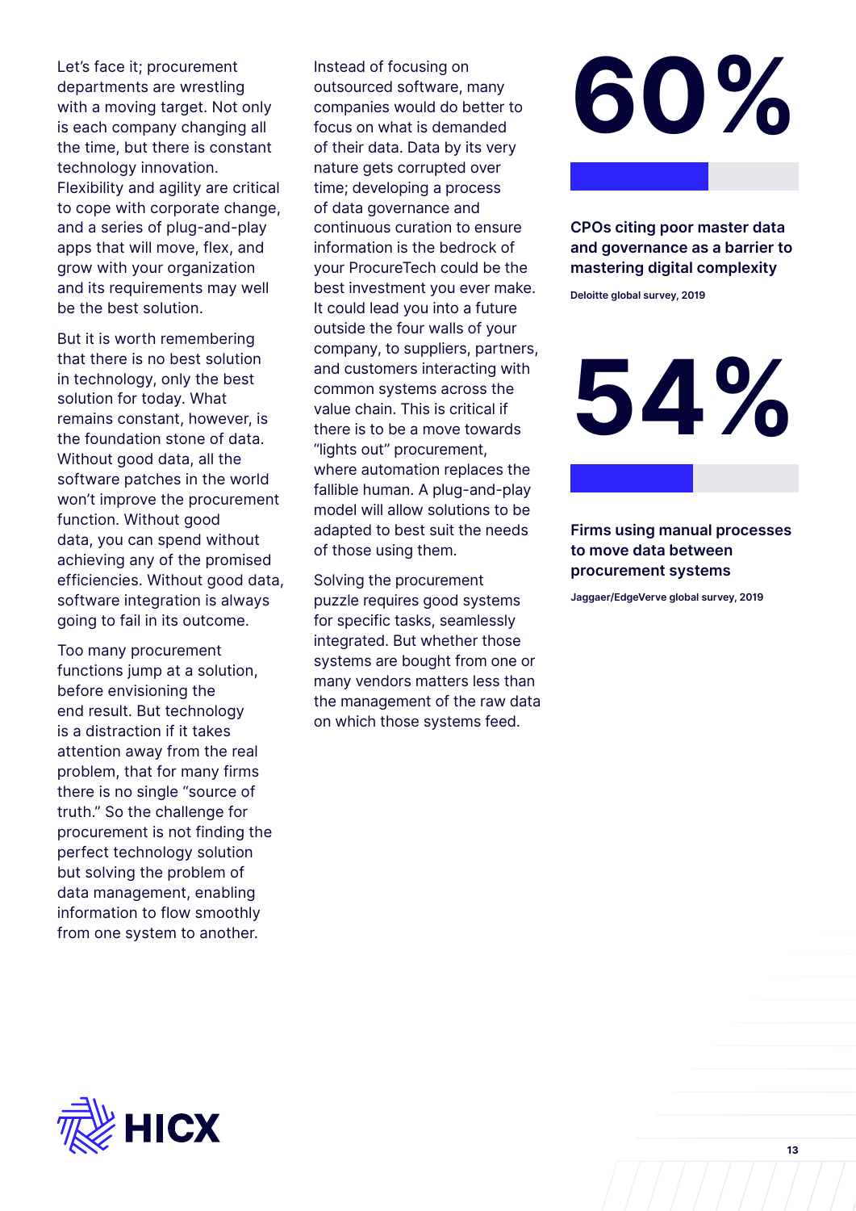Let's face it; procurement departments are wrestling with a moving target. Not only is each company changing all the time, but there is constant technology innovation. Flexibility and agility are critical to cope with corporate change, and a series of plug-and-play apps that will move, flex, and grow with your organization and its requirements may well be the best solution.

But it is worth remembering that there is no best solution in technology, only the best solution for today. What remains constant, however, is the foundation stone of data. Without good data, all the software patches in the world won't improve the procurement function. Without good data, you can spend without achieving any of the promised efficiencies. Without good data, software integration is always going to fail in its outcome.

Too many procurement functions jump at a solution, before envisioning the end result. But technology is a distraction if it takes attention away from the real problem, that for many firms there is no single "source of truth." So the challenge for procurement is not finding the perfect technology solution but solving the problem of data management, enabling information to flow smoothly from one system to another.

Instead of focusing on outsourced software, many companies would do better to focus on what is demanded of their data. Data by its very nature gets corrupted over time; developing a process of data governance and continuous curation to ensure information is the bedrock of your ProcureTech could be the best investment you ever make. It could lead you into a future outside the four walls of your company, to suppliers, partners, and customers interacting with common systems across the value chain. This is critical if there is to be a move towards "lights out" procurement, where automation replaces the fallible human. A plug-and-play model will allow solutions to be adapted to best suit the needs of those using them.

Solving the procurement puzzle requires good systems for specific tasks, seamlessly integrated. But whether those systems are bought from one or many vendors matters less than the management of the raw data on which those systems feed.

# 60%

**CPOs citing poor master data and governance as a barrier to mastering digital complexity**

Deloitte global survey, 2019

# 54%

**Firms using manual processes to move data between procurement systems**

Jaggaer/EdgeVerve global survey, 2019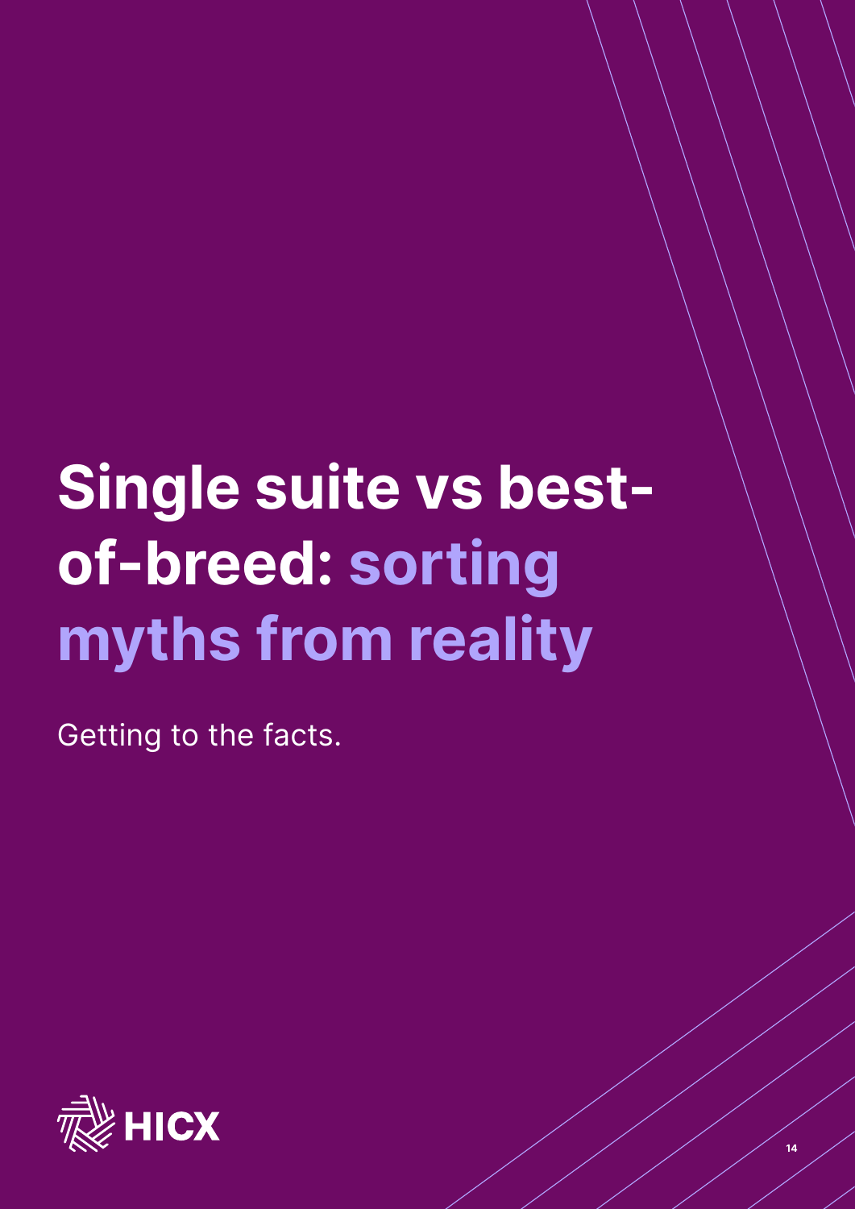# Single suite vs best-of-breed: sorting myths from reality

Getting to the facts.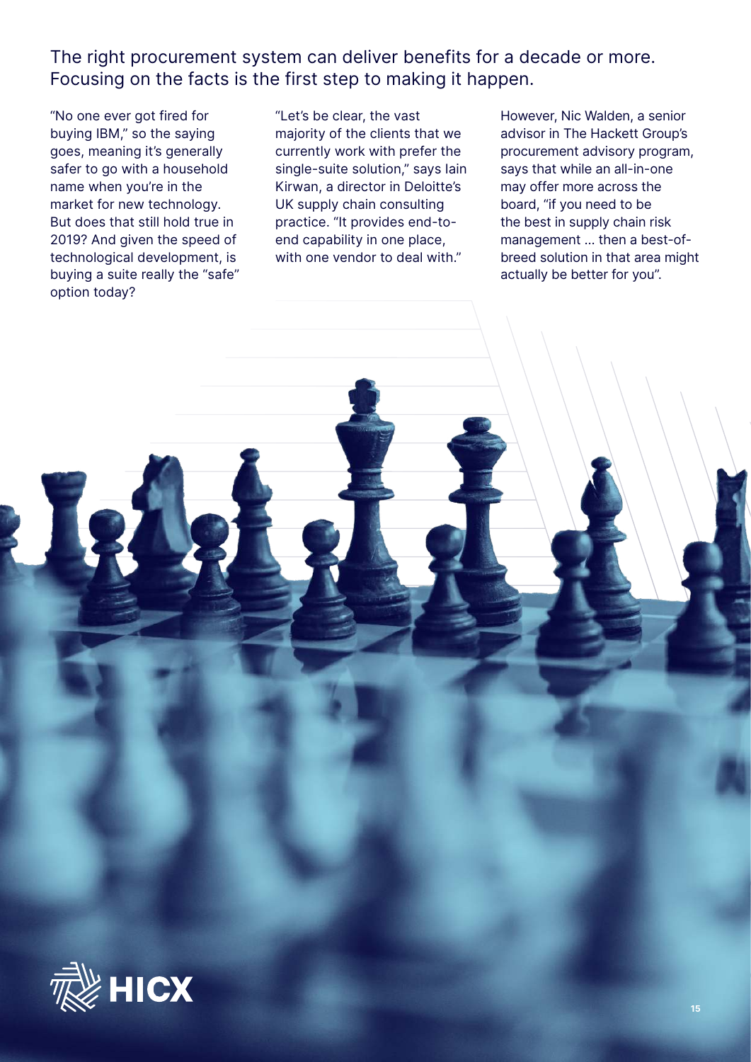## The right procurement system can deliver benefits for a decade or more. Focusing on the facts is the first step to making it happen.

"No one ever got fired for buying IBM," so the saying goes, meaning it's generally safer to go with a household name when you're in the market for new technology. But does that still hold true in 2019? And given the speed of technological development, is buying a suite really the "safe" option today?

"Let's be clear, the vast majority of the clients that we currently work with prefer the single-suite solution," says Iain Kirwan, a director in Deloitte's UK supply chain consulting practice. "It provides end-to-end capability in one place, with one vendor to deal with."

However, Nic Walden, a senior advisor in The Hackett Group's procurement advisory program, says that while an all-in-one may offer more across the board, "if you need to be the best in supply chain risk management ... then a best-of-breed solution in that area might actually be better for you".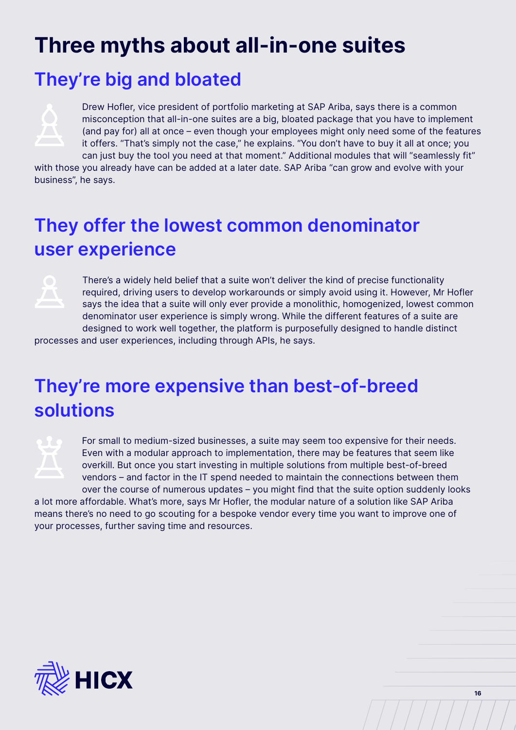# Three myths about all-in-one suites

## They're big and bloated

Drew Hofler, vice president of portfolio marketing at SAP Ariba, says there is a common misconception that all-in-one suites are a big, bloated package that you have to implement (and pay for) all at once – even though your employees might only need some of the features it offers. "That's simply not the case," he explains. "You don't have to buy it all at once; you can just buy the tool you need at that moment." Additional modules that will "seamlessly fit" with those you already have can be added at a later date. SAP Ariba "can grow and evolve with your business", he says.

## They offer the lowest common denominator user experience

There's a widely held belief that a suite won't deliver the kind of precise functionality required, driving users to develop workarounds or simply avoid using it. However, Mr Hofler says the idea that a suite will only ever provide a monolithic, homogenized, lowest common denominator user experience is simply wrong. While the different features of a suite are designed to work well together, the platform is purposefully designed to handle distinct processes and user experiences, including through APIs, he says.

## They're more expensive than best-of-breed solutions

For small to medium-sized businesses, a suite may seem too expensive for their needs. Even with a modular approach to implementation, there may be features that seem like overkill. But once you start investing in multiple solutions from multiple best-of-breed vendors – and factor in the IT spend needed to maintain the connections between them over the course of numerous updates – you might find that the suite option suddenly looks a lot more affordable. What's more, says Mr Hofler, the modular nature of a solution like SAP Ariba means there's no need to go scouting for a bespoke vendor every time you want to improve one of your processes, further saving time and resources.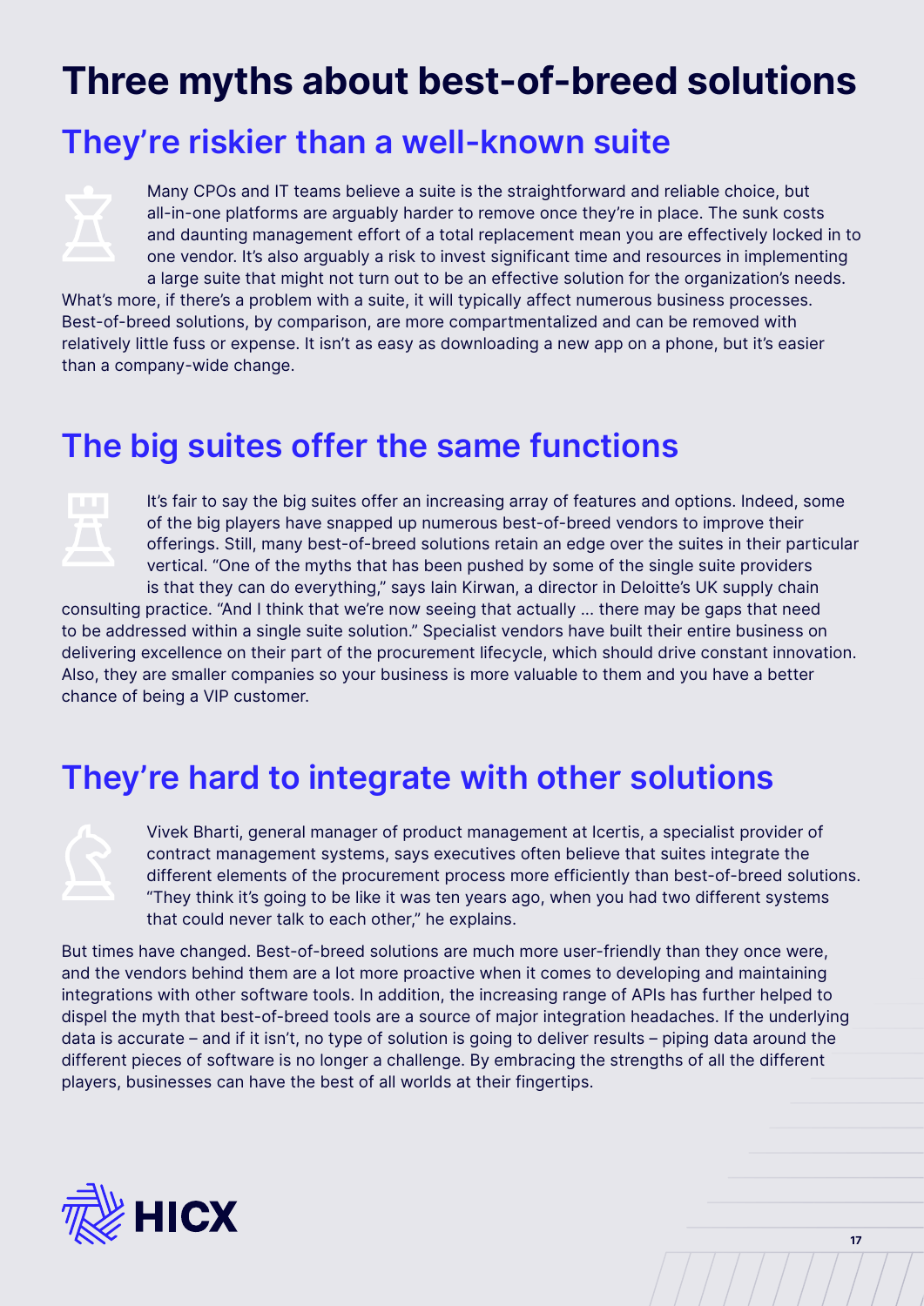# Three myths about best-of-breed solutions

## They're riskier than a well-known suite

Many CPOs and IT teams believe a suite is the straightforward and reliable choice, but all-in-one platforms are arguably harder to remove once they're in place. The sunk costs and daunting management effort of a total replacement mean you are effectively locked in to one vendor. It's also arguably a risk to invest significant time and resources in implementing a large suite that might not turn out to be an effective solution for the organization's needs. What's more, if there's a problem with a suite, it will typically affect numerous business processes. Best-of-breed solutions, by comparison, are more compartmentalized and can be removed with relatively little fuss or expense. It isn't as easy as downloading a new app on a phone, but it's easier than a company-wide change.

## The big suites offer the same functions

It's fair to say the big suites offer an increasing array of features and options. Indeed, some of the big players have snapped up numerous best-of-breed vendors to improve their offerings. Still, many best-of-breed solutions retain an edge over the suites in their particular vertical. "One of the myths that has been pushed by some of the single suite providers is that they can do everything," says Iain Kirwan, a director in Deloitte's UK supply chain consulting practice. "And I think that we're now seeing that actually ... there may be gaps that need to be addressed within a single suite solution." Specialist vendors have built their entire business on delivering excellence on their part of the procurement lifecycle, which should drive constant innovation. Also, they are smaller companies so your business is more valuable to them and you have a better chance of being a VIP customer.

## They're hard to integrate with other solutions

Vivek Bharti, general manager of product management at Icertis, a specialist provider of contract management systems, says executives often believe that suites integrate the different elements of the procurement process more efficiently than best-of-breed solutions. "They think it's going to be like it was ten years ago, when you had two different systems that could never talk to each other," he explains.

But times have changed. Best-of-breed solutions are much more user-friendly than they once were, and the vendors behind them are a lot more proactive when it comes to developing and maintaining integrations with other software tools. In addition, the increasing range of APIs has further helped to dispel the myth that best-of-breed tools are a source of major integration headaches. If the underlying data is accurate – and if it isn't, no type of solution is going to deliver results – piping data around the different pieces of software is no longer a challenge. By embracing the strengths of all the different players, businesses can have the best of all worlds at their fingertips.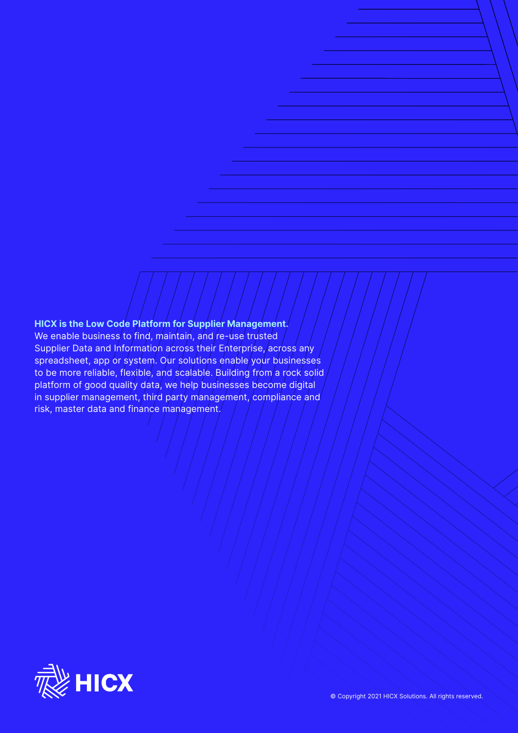**HICX is the Low Code Platform for Supplier Management.**
We enable business to find, maintain, and re-use trusted Supplier Data and Information across their Enterprise, across any spreadsheet, app or system. Our solutions enable your businesses to be more reliable, flexible, and scalable. Building from a rock solid platform of good quality data, we help businesses become digital in supplier management, third party management, compliance and risk, master data and finance management.

HICX

© Copyright 2021 HICX Solutions. All rights reserved.